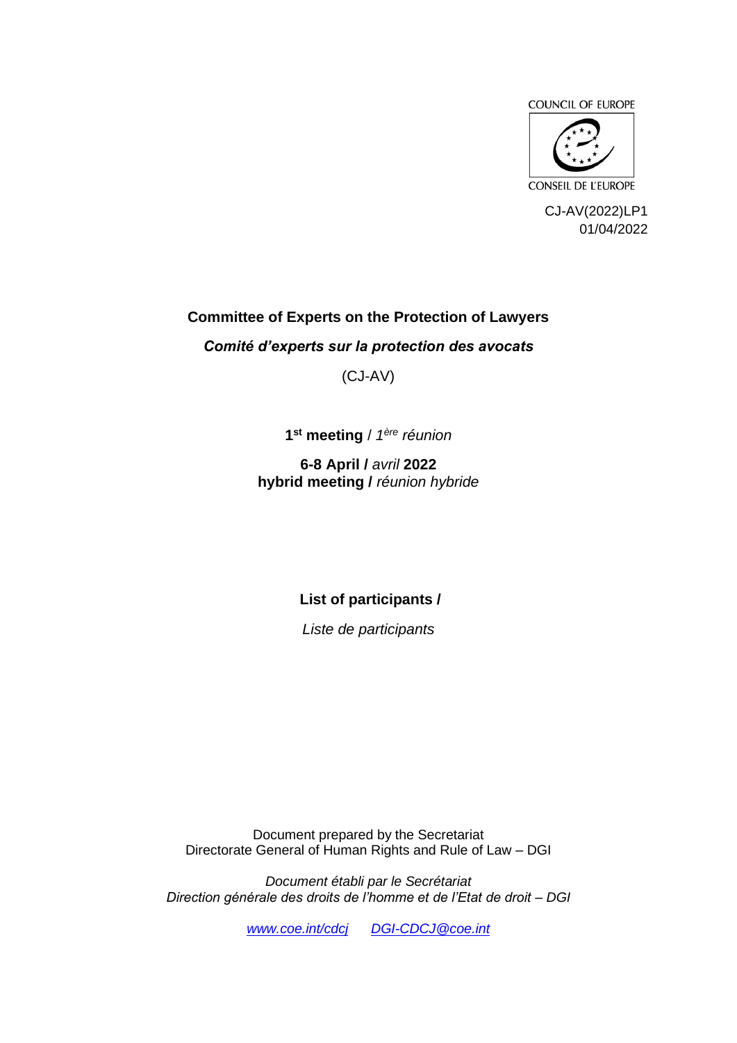COUNCIL OF EUROPE

CONSEIL DE L'EUROPE

CJ-AV(2022)LP1
01/04/2022

**Committee of Experts on the Protection of Lawyers**

***Comité d'experts sur la protection des avocats***

(CJ-AV)

**1st meeting** / *1ère réunion*

**6-8 April /** *avril* **2022**
**hybrid meeting /** *réunion hybride*

**List of participants /**

*Liste de participants*

Document prepared by the Secretariat
Directorate General of Human Rights and Rule of Law – DGI

*Document établi par le Secrétariat*
*Direction générale des droits de l'homme et de l'Etat de droit – DGI*

*www.coe.int/cdcj* *DGI-CDCJ@coe.int*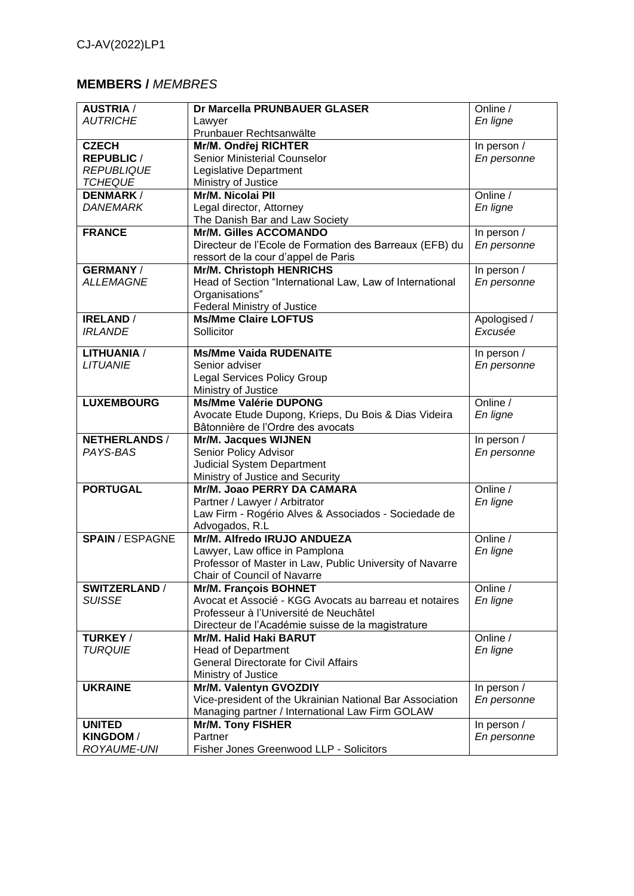## MEMBERS / *MEMBRES*

| | | |
|---|---|---|
| **AUSTRIA** / *AUTRICHE* | **Dr Marcella PRUNBAUER GLASER**<br>Lawyer<br>Prunbauer Rechtsanwälte | Online / *En ligne* |
| **CZECH REPUBLIC** / *REPUBLIQUE TCHEQUE* | **Mr/M. Ondřej RICHTER**<br>Senior Ministerial Counselor<br>Legislative Department<br>Ministry of Justice | In person / *En personne* |
| **DENMARK** / *DANEMARK* | **Mr/M. Nicolai PII**<br>Legal director, Attorney<br>The Danish Bar and Law Society | Online / *En ligne* |
| **FRANCE** | **Mr/M. Gilles ACCOMANDO**<br>Directeur de l'Ecole de Formation des Barreaux (EFB) du ressort de la cour d'appel de Paris | In person / *En personne* |
| **GERMANY** / *ALLEMAGNE* | **Mr/M. Christoph HENRICHS**<br>Head of Section "International Law, Law of International Organisations"<br>Federal Ministry of Justice | In person / *En personne* |
| **IRELAND** / *IRLANDE* | **Ms/Mme Claire LOFTUS**<br>Sollicitor | Apologised / *Excusée* |
| **LITHUANIA** / *LITUANIE* | **Ms/Mme Vaida RUDENAITE**<br>Senior adviser<br>Legal Services Policy Group<br>Ministry of Justice | In person / *En personne* |
| **LUXEMBOURG** | **Ms/Mme Valérie DUPONG**<br>Avocate Etude Dupong, Krieps, Du Bois & Dias Videira<br>Bâtonnière de l'Ordre des avocats | Online / *En ligne* |
| **NETHERLANDS** / *PAYS-BAS* | **Mr/M. Jacques WIJNEN**<br>Senior Policy Advisor<br>Judicial System Department<br>Ministry of Justice and Security | In person / *En personne* |
| **PORTUGAL** | **Mr/M. Joao PERRY DA CAMARA**<br>Partner / Lawyer / Arbitrator<br>Law Firm - Rogério Alves & Associados - Sociedade de Advogados, R.L | Online / *En ligne* |
| **SPAIN** / ESPAGNE | **Mr/M. Alfredo IRUJO ANDUEZA**<br>Lawyer, Law office in Pamplona<br>Professor of Master in Law, Public University of Navarre<br>Chair of Council of Navarre | Online / *En ligne* |
| **SWITZERLAND** / *SUISSE* | **Mr/M. François BOHNET**<br>Avocat et Associé - KGG Avocats au barreau et notaires<br>Professeur à l'Université de Neuchâtel<br>Directeur de l'Académie suisse de la magistrature | Online / *En ligne* |
| **TURKEY** / *TURQUIE* | **Mr/M. Halid Haki BARUT**<br>Head of Department<br>General Directorate for Civil Affairs<br>Ministry of Justice | Online / *En ligne* |
| **UKRAINE** | **Mr/M. Valentyn GVOZDIY**<br>Vice-president of the Ukrainian National Bar Association<br>Managing partner / International Law Firm GOLAW | In person / *En personne* |
| **UNITED KINGDOM** / *ROYAUME-UNI* | **Mr/M. Tony FISHER**<br>Partner<br>Fisher Jones Greenwood LLP - Solicitors | In person / *En personne* |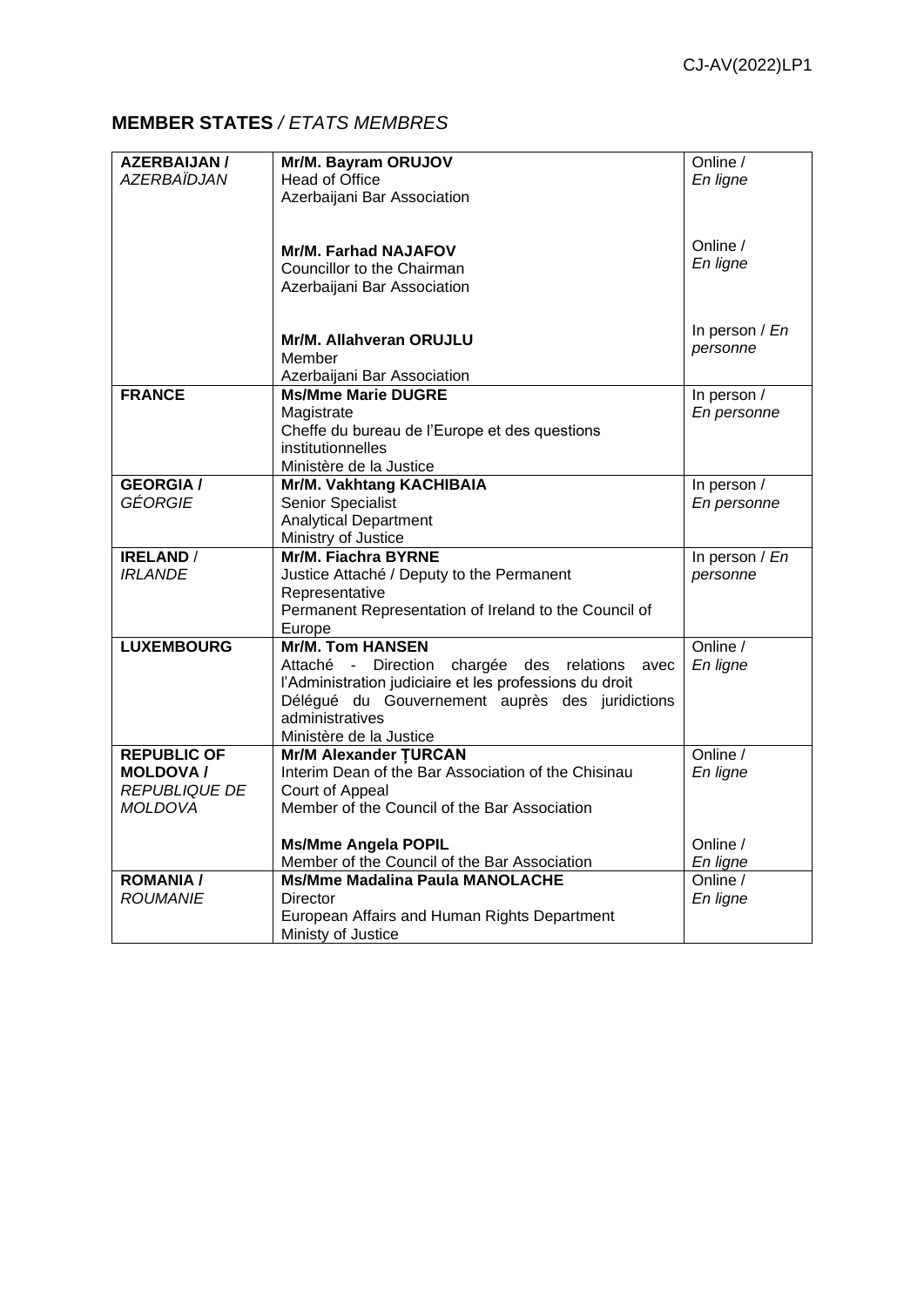## **MEMBER STATES** / *ETATS MEMBRES*

| | | |
|---|---|---|
| **AZERBAIJAN /** *AZERBAÏDJAN* | **Mr/M. Bayram ORUJOV**<br>Head of Office<br>Azerbaijani Bar Association | Online / *En ligne* |
| | **Mr/M. Farhad NAJAFOV**<br>Councillor to the Chairman<br>Azerbaijani Bar Association | Online / *En ligne* |
| | **Mr/M. Allahveran ORUJLU**<br>Member<br>Azerbaijani Bar Association | In person / *En personne* |
| **FRANCE** | **Ms/Mme Marie DUGRE**<br>Magistrate<br>Cheffe du bureau de l'Europe et des questions institutionnelles<br>Ministère de la Justice | In person / *En personne* |
| **GEORGIA /** *GÉORGIE* | **Mr/M. Vakhtang KACHIBAIA**<br>Senior Specialist<br>Analytical Department<br>Ministry of Justice | In person / *En personne* |
| **IRELAND** / *IRLANDE* | **Mr/M. Fiachra BYRNE**<br>Justice Attaché / Deputy to the Permanent Representative<br>Permanent Representation of Ireland to the Council of Europe | In person / *En personne* |
| **LUXEMBOURG** | **Mr/M. Tom HANSEN**<br>Attaché - Direction chargée des relations avec l'Administration judiciaire et les professions du droit<br>Délégué du Gouvernement auprès des juridictions administratives<br>Ministère de la Justice | Online / *En ligne* |
| **REPUBLIC OF MOLDOVA /** *REPUBLIQUE DE MOLDOVA* | **Mr/M Alexander ȚURCAN**<br>Interim Dean of the Bar Association of the Chisinau Court of Appeal<br>Member of the Council of the Bar Association | Online / *En ligne* |
| | **Ms/Mme Angela POPIL**<br>Member of the Council of the Bar Association | Online / *En ligne* |
| **ROMANIA /** *ROUMANIE* | **Ms/Mme Madalina Paula MANOLACHE**<br>Director<br>European Affairs and Human Rights Department<br>Ministy of Justice | Online / *En ligne* |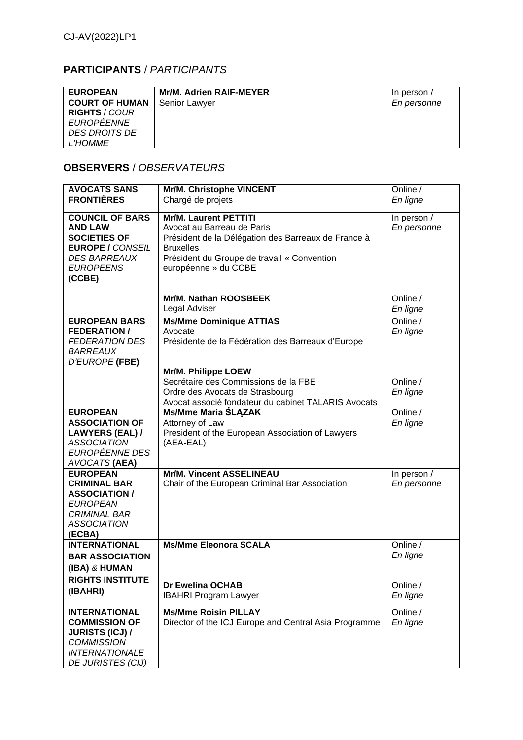## PARTICIPANTS / *PARTICIPANTS*

| | | |
|---|---|---|
| **EUROPEAN COURT OF HUMAN RIGHTS** / *COUR EUROPÉENNE DES DROITS DE L'HOMME* | **Mr/M. Adrien RAIF-MEYER**<br>Senior Lawyer | In person / *En personne* |

## OBSERVERS / *OBSERVATEURS*

| | | |
|---|---|---|
| **AVOCATS SANS FRONTIÈRES** | **Mr/M. Christophe VINCENT**<br>Chargé de projets | Online / *En ligne* |
| **COUNCIL OF BARS AND LAW SOCIETIES OF EUROPE /** *CONSEIL DES BARREAUX EUROPEENS* **(CCBE)** | **Mr/M. Laurent PETTITI**<br>Avocat au Barreau de Paris<br>Président de la Délégation des Barreaux de France à Bruxelles<br>Président du Groupe de travail « Convention européenne » du CCBE | In person / *En personne* |
| | **Mr/M. Nathan ROOSBEEK**<br>Legal Adviser | Online / *En ligne* |
| **EUROPEAN BARS FEDERATION /** *FEDERATION DES BARREAUX D'EUROPE* **(FBE)** | **Ms/Mme Dominique ATTIAS**<br>Avocate<br>Présidente de la Fédération des Barreaux d'Europe | Online / *En ligne* |
| | **Mr/M. Philippe LOEW**<br>Secrétaire des Commissions de la FBE<br>Ordre des Avocats de Strasbourg<br>Avocat associé fondateur du cabinet TALARIS Avocats | Online / *En ligne* |
| **EUROPEAN ASSOCIATION OF LAWYERS (EAL) /** *ASSOCIATION EUROPÉENNE DES AVOCATS* **(AEA)** | **Ms/Mme Maria ŚLĄZAK**<br>Attorney of Law<br>President of the European Association of Lawyers (AEA-EAL) | Online / *En ligne* |
| **EUROPEAN CRIMINAL BAR ASSOCIATION /** *EUROPEAN CRIMINAL BAR ASSOCIATION* **(ECBA)** | **Mr/M. Vincent ASSELINEAU**<br>Chair of the European Criminal Bar Association | In person / *En personne* |
| **INTERNATIONAL BAR ASSOCIATION (IBA)** *&* **HUMAN RIGHTS INSTITUTE (IBAHRI)** | **Ms/Mme Eleonora SCALA** | Online / *En ligne* |
| | **Dr Ewelina OCHAB**<br>IBAHRI Program Lawyer | Online / *En ligne* |
| **INTERNATIONAL COMMISSION OF JURISTS (ICJ) /** *COMMISSION INTERNATIONALE DE JURISTES (CIJ)* | **Ms/Mme Roisin PILLAY**<br>Director of the ICJ Europe and Central Asia Programme | Online / *En ligne* |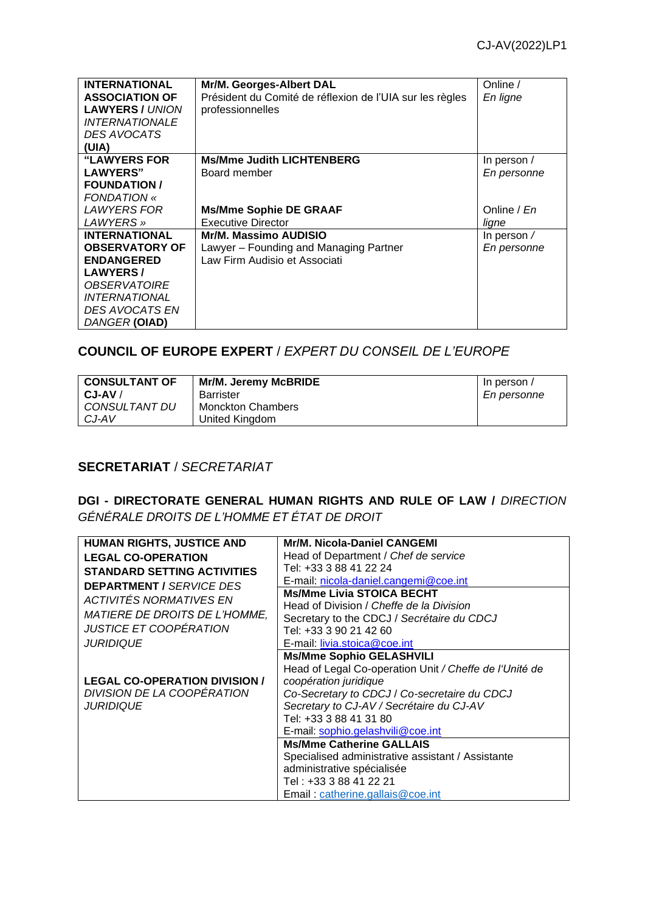| | | |
|---|---|---|
| **INTERNATIONAL ASSOCIATION OF LAWYERS /** *UNION INTERNATIONALE DES AVOCATS* **(UIA)** | **Mr/M. Georges-Albert DAL**<br>Président du Comité de réflexion de l'UIA sur les règles professionnelles | Online / *En ligne* |
| **"LAWYERS FOR LAWYERS" FOUNDATION /** *FONDATION « LAWYERS FOR LAWYERS »* | **Ms/Mme Judith LICHTENBERG**<br>Board member | In person / *En personne* |
| | **Ms/Mme Sophie DE GRAAF**<br>Executive Director | Online / *En ligne* |
| **INTERNATIONAL OBSERVATORY OF ENDANGERED LAWYERS /** *OBSERVATOIRE INTERNATIONAL DES AVOCATS EN DANGER* **(OIAD)** | **Mr/M. Massimo AUDISIO**<br>Lawyer – Founding and Managing Partner<br>Law Firm Audisio et Associati | In person / *En personne* |

## COUNCIL OF EUROPE EXPERT / *EXPERT DU CONSEIL DE L'EUROPE*

| | | |
|---|---|---|
| **CONSULTANT OF CJ-AV** / *CONSULTANT DU CJ-AV* | **Mr/M. Jeremy McBRIDE**<br>Barrister<br>Monckton Chambers<br>United Kingdom | In person / *En personne* |

## SECRETARIAT / *SECRETARIAT*

### DGI - DIRECTORATE GENERAL HUMAN RIGHTS AND RULE OF LAW / *DIRECTION GÉNÉRALE DROITS DE L'HOMME ET ÉTAT DE DROIT*

| | |
|---|---|
| **HUMAN RIGHTS, JUSTICE AND LEGAL CO-OPERATION STANDARD SETTING ACTIVITIES DEPARTMENT /** *SERVICE DES ACTIVITÉS NORMATIVES EN MATIERE DE DROITS DE L'HOMME, JUSTICE ET COOPÉRATION JURIDIQUE* | **Mr/M. Nicola-Daniel CANGEMI**<br>Head of Department / *Chef de service*<br>Tel: +33 3 88 41 22 24<br>E-mail: nicola-daniel.cangemi@coe.int |
| | **Ms/Mme Livia STOICA BECHT**<br>Head of Division / *Cheffe de la Division*<br>Secretary to the CDCJ / *Secrétaire du CDCJ*<br>Tel: +33 3 90 21 42 60<br>E-mail: livia.stoica@coe.int |
| **LEGAL CO-OPERATION DIVISION /** *DIVISION DE LA COOPÉRATION JURIDIQUE* | **Ms/Mme Sophio GELASHVILI**<br>Head of Legal Co-operation Unit / *Cheffe de l'Unité de coopération juridique*<br>*Co-Secretary to CDCJ / Co-secretaire du CDCJ*<br>*Secretary to CJ-AV / Secrétaire du CJ-AV*<br>Tel: +33 3 88 41 31 80<br>E-mail: sophio.gelashvili@coe.int |
| | **Ms/Mme Catherine GALLAIS**<br>Specialised administrative assistant / Assistante administrative spécialisée<br>Tel : +33 3 88 41 22 21<br>Email : catherine.gallais@coe.int |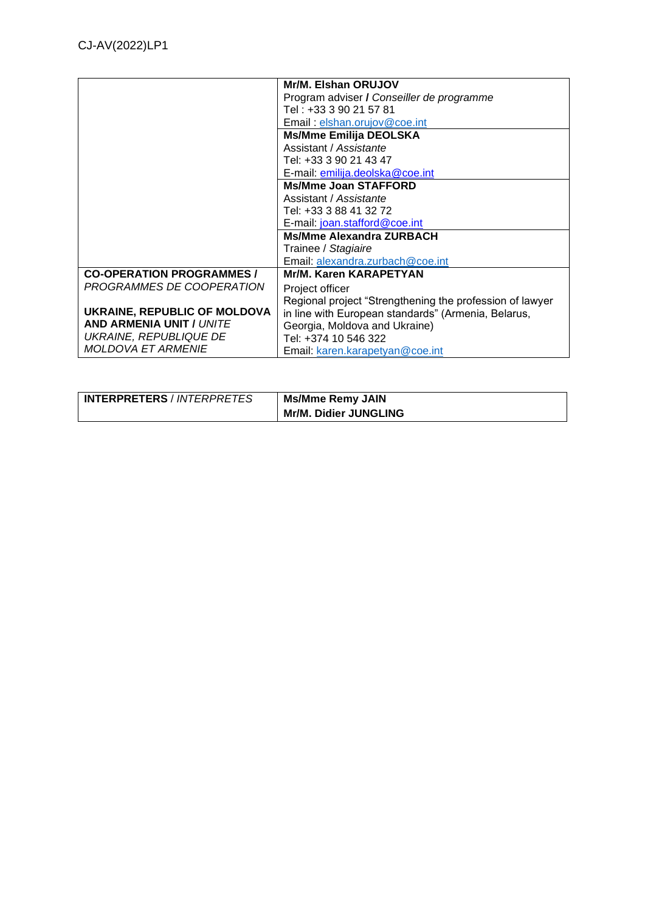| | |
|---|---|
| | **Mr/M. Elshan ORUJOV**<br>Program adviser **/** *Conseiller de programme*<br>Tel : +33 3 90 21 57 81<br>Email : elshan.orujov@coe.int |
| | **Ms/Mme Emilija DEOLSKA**<br>Assistant / *Assistante*<br>Tel: +33 3 90 21 43 47<br>E-mail: emilija.deolska@coe.int |
| | **Ms/Mme Joan STAFFORD**<br>Assistant / *Assistante*<br>Tel: +33 3 88 41 32 72<br>E-mail: joan.stafford@coe.int |
| | **Ms/Mme Alexandra ZURBACH**<br>Trainee / *Stagiaire*<br>Email: alexandra.zurbach@coe.int |
| **CO-OPERATION PROGRAMMES /** *PROGRAMMES DE COOPERATION*<br><br>**UKRAINE, REPUBLIC OF MOLDOVA AND ARMENIA UNIT /** *UNITE UKRAINE, REPUBLIQUE DE MOLDOVA ET ARMENIE* | **Mr/M. Karen KARAPETYAN**<br>Project officer<br>Regional project “Strengthening the profession of lawyer in line with European standards” (Armenia, Belarus, Georgia, Moldova and Ukraine)<br>Tel: +374 10 546 322<br>Email: karen.karapetyan@coe.int |

| | |
|---|---|
| **INTERPRETERS** / *INTERPRETES* | **Ms/Mme Remy JAIN**<br>**Mr/M. Didier JUNGLING** |